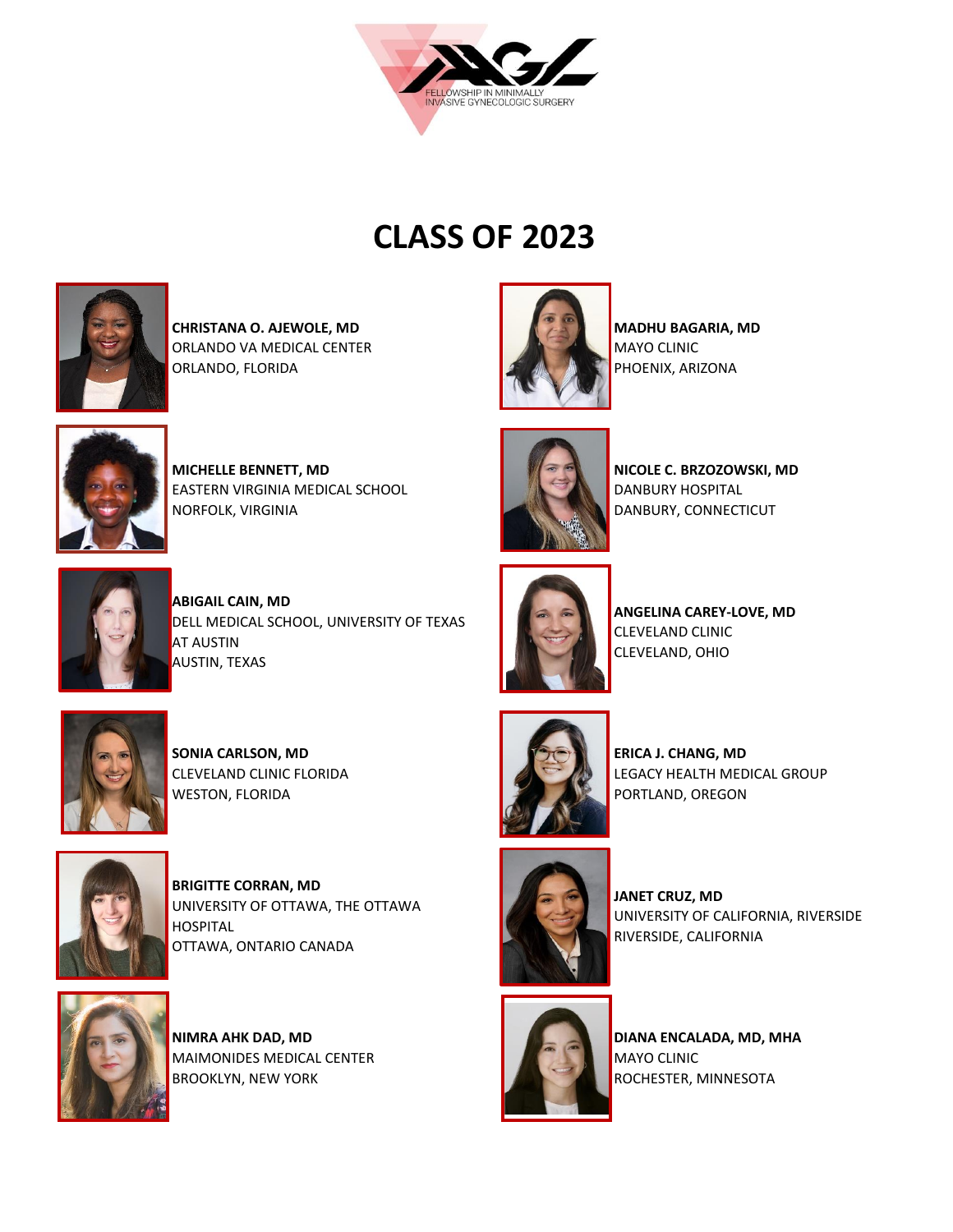FELLOWSHIP IN MINIMALLY INVASIVE GYNECOLOGIC SURGERY

# CLASS OF 2023

**CHRISTANA O. AJEWOLE, MD**
ORLANDO VA MEDICAL CENTER
ORLANDO, FLORIDA

**MADHU BAGARIA, MD**
MAYO CLINIC
PHOENIX, ARIZONA

**MICHELLE BENNETT, MD**
EASTERN VIRGINIA MEDICAL SCHOOL
NORFOLK, VIRGINIA

**NICOLE C. BRZOZOWSKI, MD**
DANBURY HOSPITAL
DANBURY, CONNECTICUT

**ABIGAIL CAIN, MD**
DELL MEDICAL SCHOOL, UNIVERSITY OF TEXAS AT AUSTIN
AUSTIN, TEXAS

**ANGELINA CAREY-LOVE, MD**
CLEVELAND CLINIC
CLEVELAND, OHIO

**SONIA CARLSON, MD**
CLEVELAND CLINIC FLORIDA
WESTON, FLORIDA

**ERICA J. CHANG, MD**
LEGACY HEALTH MEDICAL GROUP
PORTLAND, OREGON

**BRIGITTE CORRAN, MD**
UNIVERSITY OF OTTAWA, THE OTTAWA HOSPITAL
OTTAWA, ONTARIO CANADA

**JANET CRUZ, MD**
UNIVERSITY OF CALIFORNIA, RIVERSIDE
RIVERSIDE, CALIFORNIA

**NIMRA AHK DAD, MD**
MAIMONIDES MEDICAL CENTER
BROOKLYN, NEW YORK

**DIANA ENCALADA, MD, MHA**
MAYO CLINIC
ROCHESTER, MINNESOTA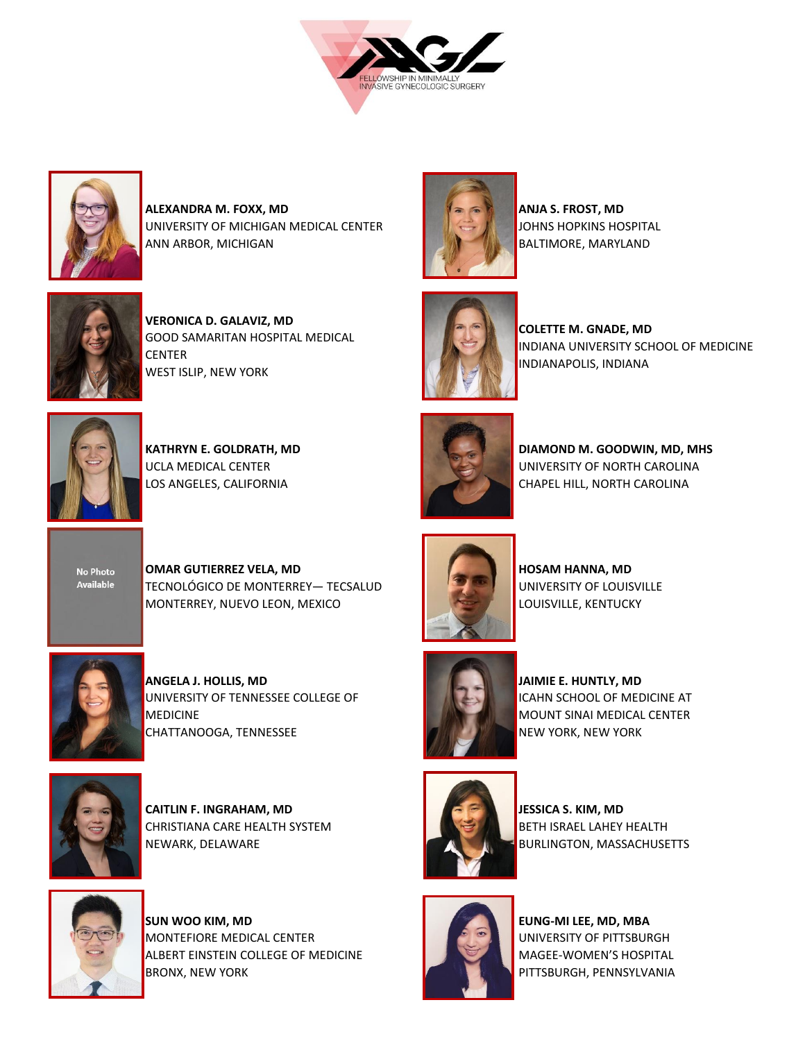FELLOWSHIP IN MINIMALLY INVASIVE GYNECOLOGIC SURGERY

**ALEXANDRA M. FOXX, MD**
UNIVERSITY OF MICHIGAN MEDICAL CENTER
ANN ARBOR, MICHIGAN

**ANJA S. FROST, MD**
JOHNS HOPKINS HOSPITAL
BALTIMORE, MARYLAND

**VERONICA D. GALAVIZ, MD**
GOOD SAMARITAN HOSPITAL MEDICAL CENTER
WEST ISLIP, NEW YORK

**COLETTE M. GNADE, MD**
INDIANA UNIVERSITY SCHOOL OF MEDICINE
INDIANAPOLIS, INDIANA

**KATHRYN E. GOLDRATH, MD**
UCLA MEDICAL CENTER
LOS ANGELES, CALIFORNIA

**DIAMOND M. GOODWIN, MD, MHS**
UNIVERSITY OF NORTH CAROLINA
CHAPEL HILL, NORTH CAROLINA

No Photo Available

**OMAR GUTIERREZ VELA, MD**
TECNOLÓGICO DE MONTERREY— TECSALUD
MONTERREY, NUEVO LEON, MEXICO

**HOSAM HANNA, MD**
UNIVERSITY OF LOUISVILLE
LOUISVILLE, KENTUCKY

**ANGELA J. HOLLIS, MD**
UNIVERSITY OF TENNESSEE COLLEGE OF MEDICINE
CHATTANOOGA, TENNESSEE

**JAIMIE E. HUNTLY, MD**
ICAHN SCHOOL OF MEDICINE AT MOUNT SINAI MEDICAL CENTER
NEW YORK, NEW YORK

**CAITLIN F. INGRAHAM, MD**
CHRISTIANA CARE HEALTH SYSTEM
NEWARK, DELAWARE

**JESSICA S. KIM, MD**
BETH ISRAEL LAHEY HEALTH
BURLINGTON, MASSACHUSETTS

**SUN WOO KIM, MD**
MONTEFIORE MEDICAL CENTER
ALBERT EINSTEIN COLLEGE OF MEDICINE
BRONX, NEW YORK

**EUNG-MI LEE, MD, MBA**
UNIVERSITY OF PITTSBURGH
MAGEE-WOMEN'S HOSPITAL
PITTSBURGH, PENNSYLVANIA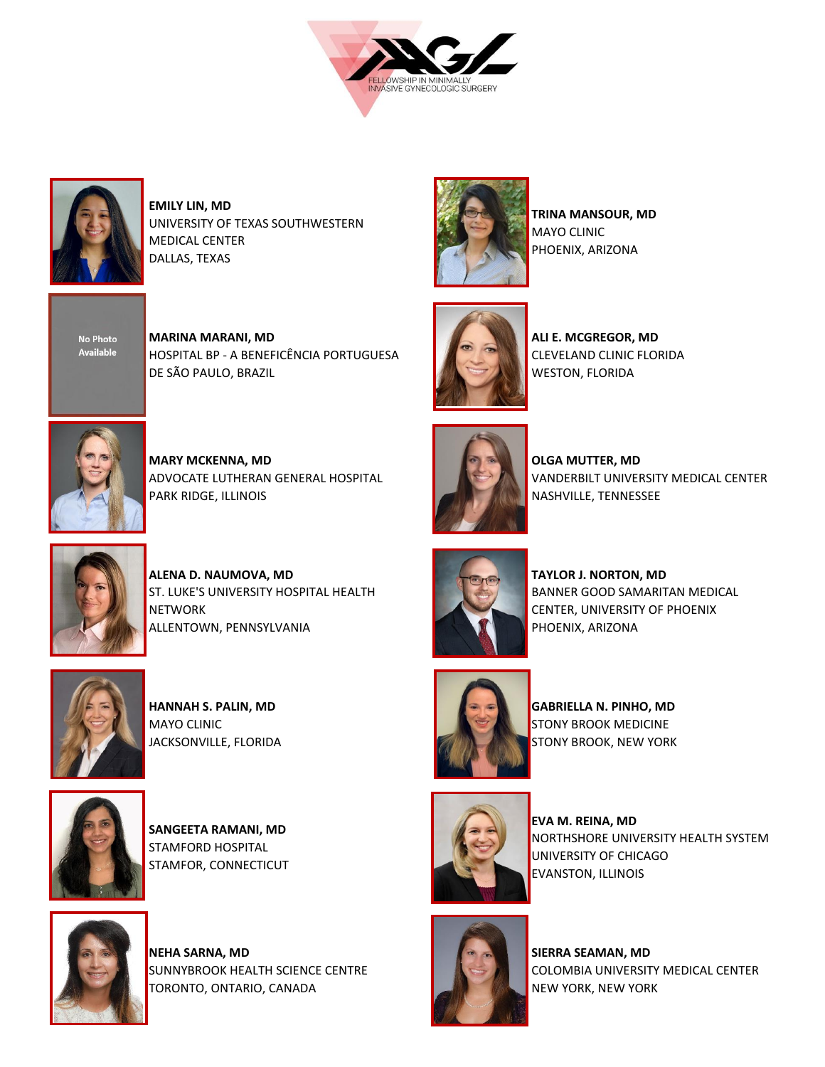FELLOWSHIP IN MINIMALLY INVASIVE GYNECOLOGIC SURGERY

**EMILY LIN, MD**
UNIVERSITY OF TEXAS SOUTHWESTERN MEDICAL CENTER
DALLAS, TEXAS

No Photo Available

**MARINA MARANI, MD**
HOSPITAL BP - A BENEFICÊNCIA PORTUGUESA DE SÃO PAULO, BRAZIL

**MARY MCKENNA, MD**
ADVOCATE LUTHERAN GENERAL HOSPITAL
PARK RIDGE, ILLINOIS

**ALENA D. NAUMOVA, MD**
ST. LUKE'S UNIVERSITY HOSPITAL HEALTH NETWORK
ALLENTOWN, PENNSYLVANIA

**HANNAH S. PALIN, MD**
MAYO CLINIC
JACKSONVILLE, FLORIDA

**SANGEETA RAMANI, MD**
STAMFORD HOSPITAL
STAMFOR, CONNECTICUT

**NEHA SARNA, MD**
SUNNYBROOK HEALTH SCIENCE CENTRE
TORONTO, ONTARIO, CANADA

**TRINA MANSOUR, MD**
MAYO CLINIC
PHOENIX, ARIZONA

**ALI E. MCGREGOR, MD**
CLEVELAND CLINIC FLORIDA
WESTON, FLORIDA

**OLGA MUTTER, MD**
VANDERBILT UNIVERSITY MEDICAL CENTER
NASHVILLE, TENNESSEE

**TAYLOR J. NORTON, MD**
BANNER GOOD SAMARITAN MEDICAL CENTER, UNIVERSITY OF PHOENIX
PHOENIX, ARIZONA

**GABRIELLA N. PINHO, MD**
STONY BROOK MEDICINE
STONY BROOK, NEW YORK

**EVA M. REINA, MD**
NORTHSHORE UNIVERSITY HEALTH SYSTEM
UNIVERSITY OF CHICAGO
EVANSTON, ILLINOIS

**SIERRA SEAMAN, MD**
COLOMBIA UNIVERSITY MEDICAL CENTER
NEW YORK, NEW YORK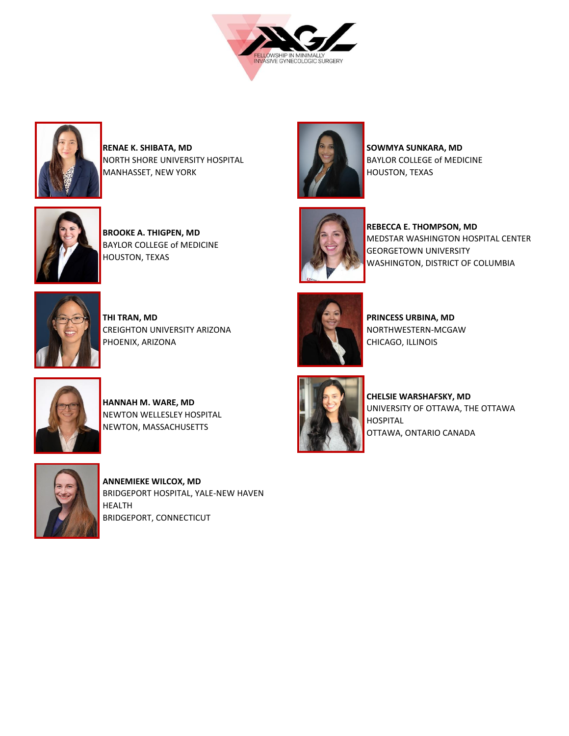FELLOWSHIP IN MINIMALLY INVASIVE GYNECOLOGIC SURGERY

**RENAE K. SHIBATA, MD**
NORTH SHORE UNIVERSITY HOSPITAL
MANHASSET, NEW YORK

**SOWMYA SUNKARA, MD**
BAYLOR COLLEGE of MEDICINE
HOUSTON, TEXAS

**BROOKE A. THIGPEN, MD**
BAYLOR COLLEGE of MEDICINE
HOUSTON, TEXAS

**REBECCA E. THOMPSON, MD**
MEDSTAR WASHINGTON HOSPITAL CENTER
GEORGETOWN UNIVERSITY
WASHINGTON, DISTRICT OF COLUMBIA

**THI TRAN, MD**
CREIGHTON UNIVERSITY ARIZONA
PHOENIX, ARIZONA

**PRINCESS URBINA, MD**
NORTHWESTERN-MCGAW
CHICAGO, ILLINOIS

**HANNAH M. WARE, MD**
NEWTON WELLESLEY HOSPITAL
NEWTON, MASSACHUSETTS

**CHELSIE WARSHAFSKY, MD**
UNIVERSITY OF OTTAWA, THE OTTAWA HOSPITAL
OTTAWA, ONTARIO CANADA

**ANNEMIEKE WILCOX, MD**
BRIDGEPORT HOSPITAL, YALE-NEW HAVEN HEALTH
BRIDGEPORT, CONNECTICUT